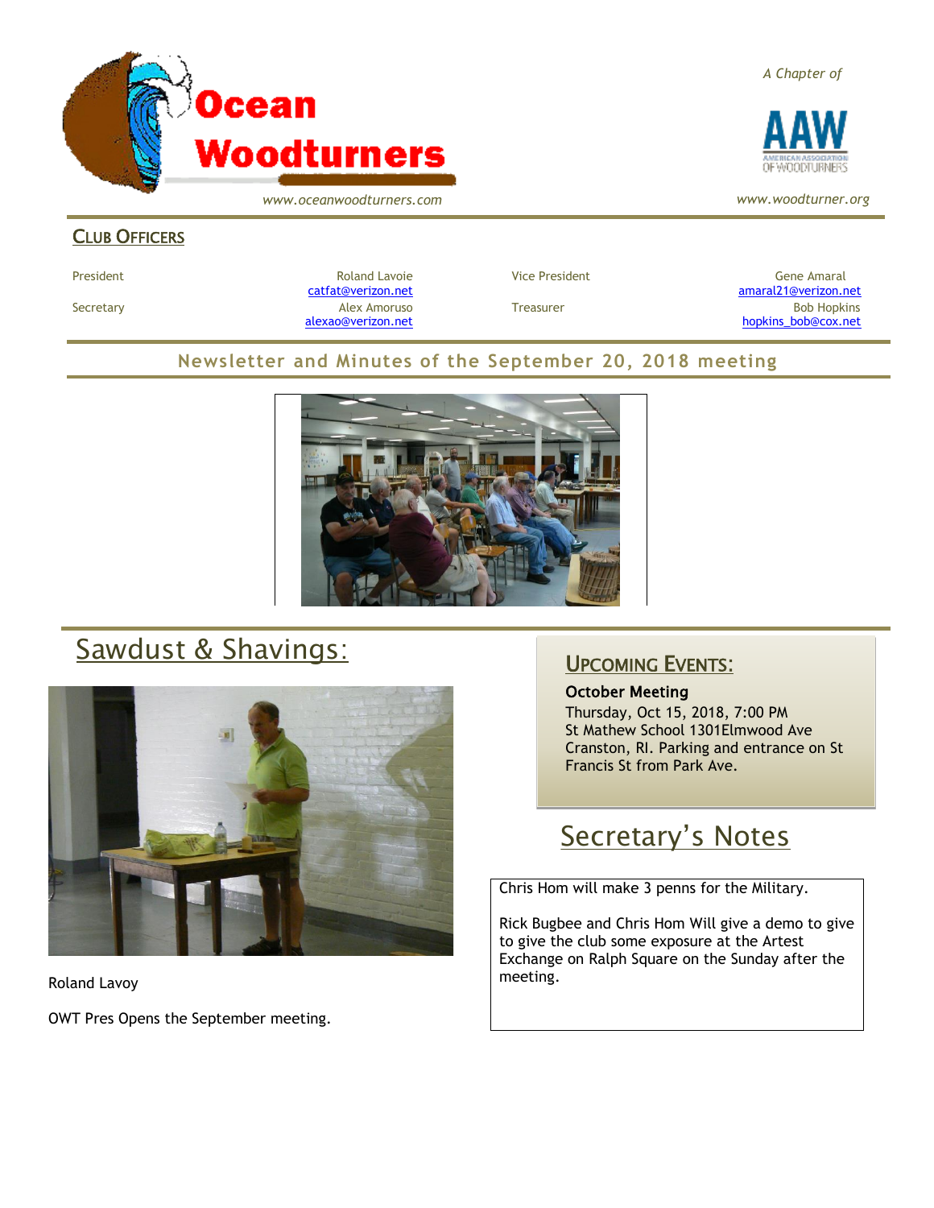# Ocean Woodturners

*www.oceanwoodturners.com*

*A Chapter of* AAW American Association of Woodturners

*www.woodturner.org*

## Club Officers

| | | | |
|---|---|---|---|
| President | Roland Lavoie catfat@verizon.net | Vice President | Gene Amaral amaral21@verizon.net |
| Secretary | Alex Amoruso alexao@verizon.net | Treasurer | Bob Hopkins hopkins_bob@cox.net |

## Newsletter and Minutes of the September 20, 2018 meeting

## Sawdust & Shavings:

Roland Lavoy

OWT Pres Opens the September meeting.

## Upcoming Events:

**October Meeting**
Thursday, Oct 15, 2018, 7:00 PM
St Mathew School 1301Elmwood Ave
Cranston, RI. Parking and entrance on St Francis St from Park Ave.

## Secretary's Notes

Chris Hom will make 3 penns for the Military.

Rick Bugbee and Chris Hom Will give a demo to give to give the club some exposure at the Artest Exchange on Ralph Square on the Sunday after the meeting.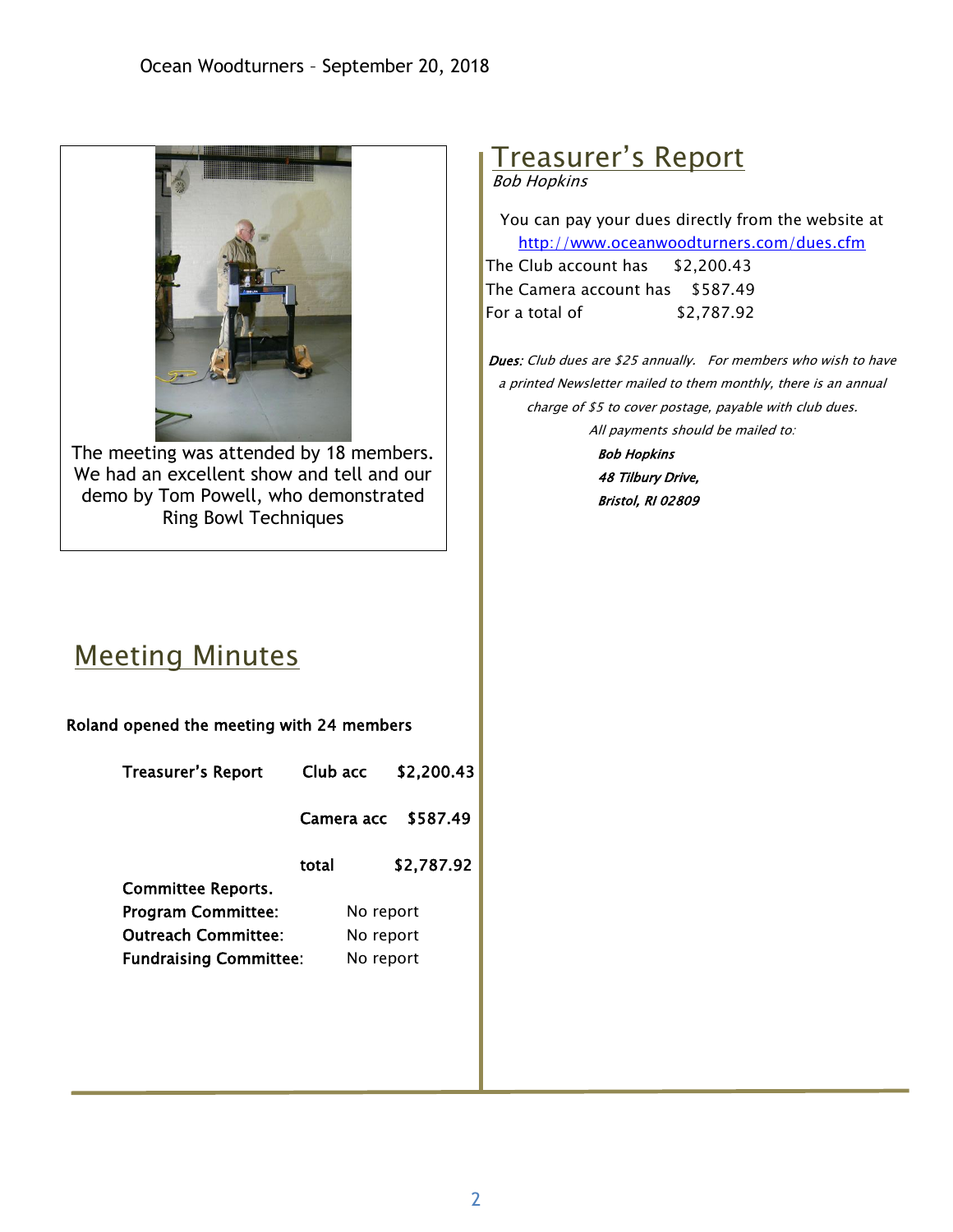The meeting was attended by 18 members. We had an excellent show and tell and our demo by Tom Powell, who demonstrated Ring Bowl Techniques

## Meeting Minutes

**Roland opened the meeting with 24 members**

| | | |
|---|---|---|
| **Treasurer's Report** | **Club acc** | **$2,200.43** |
| | **Camera acc** | **$587.49** |
| | **total** | **$2,787.92** |

**Committee Reports.**

**Program Committee:** No report

**Outreach Committee:** No report

**Fundraising Committee:** No report

## Treasurer's Report

*Bob Hopkins*

You can pay your dues directly from the website at http://www.oceanwoodturners.com/dues.cfm

| | |
|---|---|
| The Club account has | $2,200.43 |
| The Camera account has | $587.49 |
| For a total of | $2,787.92 |

***Dues:*** *Club dues are $25 annually. For members who wish to have a printed Newsletter mailed to them monthly, there is an annual charge of $5 to cover postage, payable with club dues.*

*All payments should be mailed to:*

***Bob Hopkins***
***48 Tilbury Drive,***
***Bristol, RI 02809***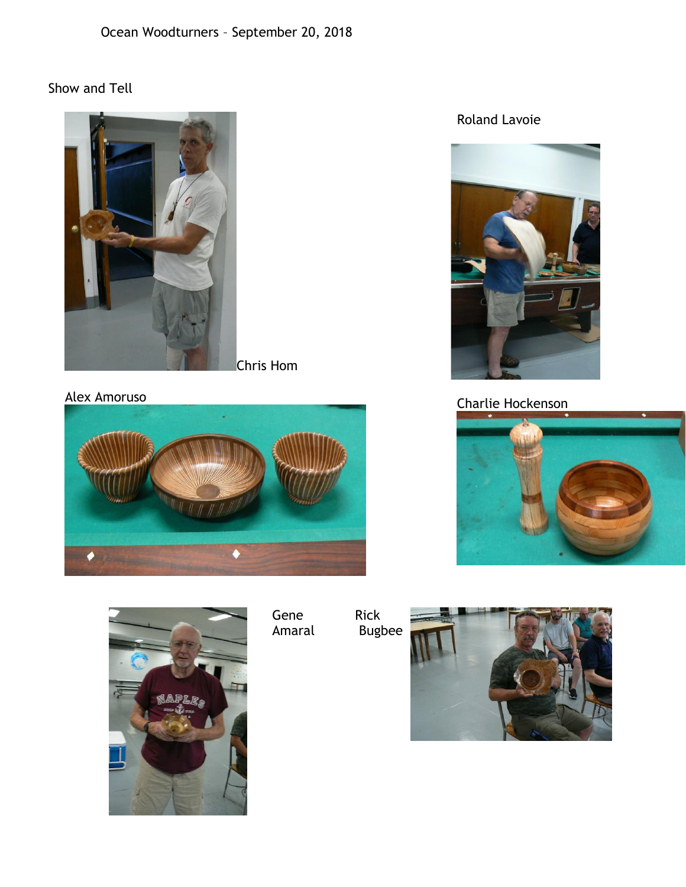Ocean Woodturners – September 20, 2018

Show and Tell

Chris Hom

Roland Lavoie

Alex Amoruso

Charlie Hockenson

Gene Amaral

Rick Bugbee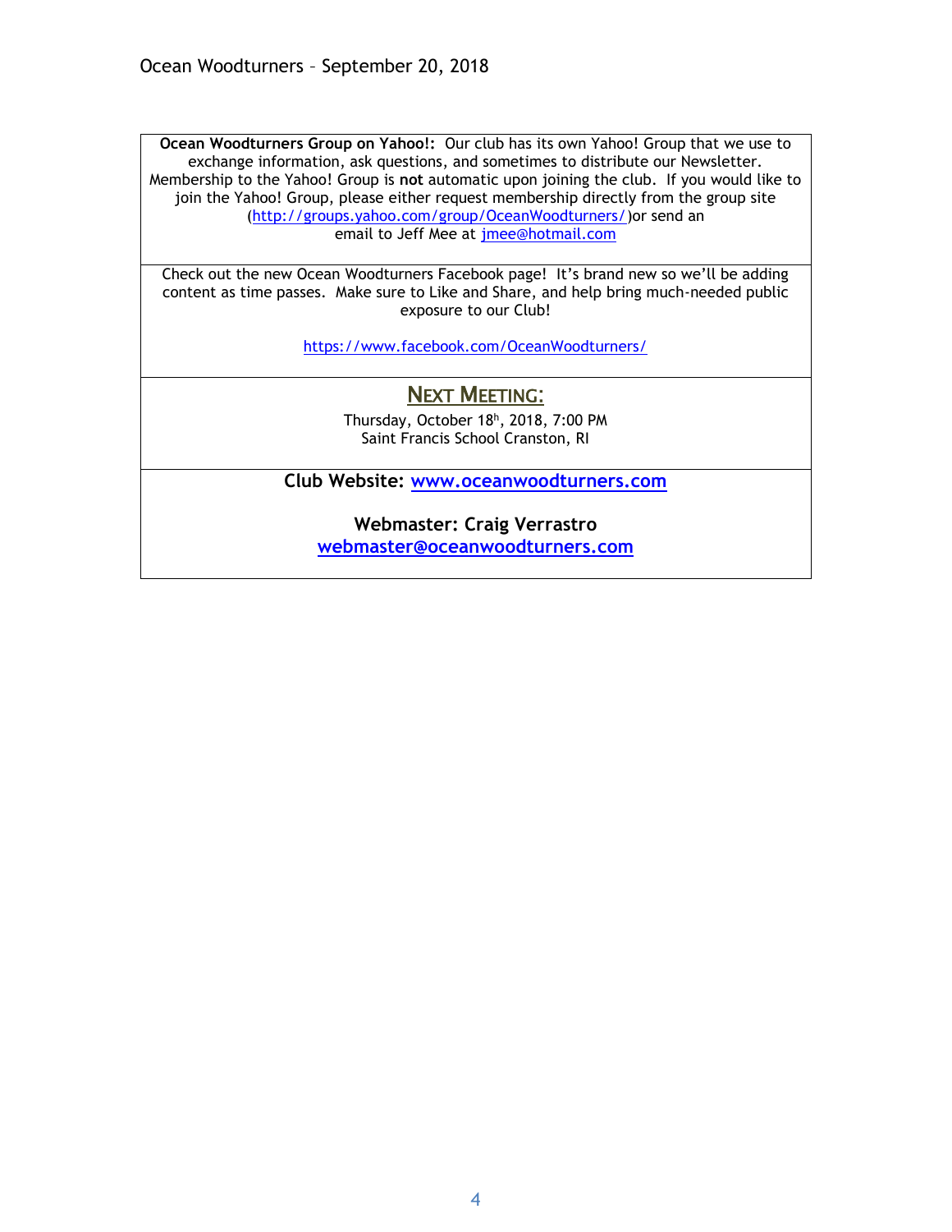**Ocean Woodturners Group on Yahoo!:** Our club has its own Yahoo! Group that we use to exchange information, ask questions, and sometimes to distribute our Newsletter. Membership to the Yahoo! Group is **not** automatic upon joining the club. If you would like to join the Yahoo! Group, please either request membership directly from the group site (http://groups.yahoo.com/group/OceanWoodturners/)or send an email to Jeff Mee at jmee@hotmail.com

Check out the new Ocean Woodturners Facebook page! It's brand new so we'll be adding content as time passes. Make sure to Like and Share, and help bring much-needed public exposure to our Club!

https://www.facebook.com/OceanWoodturners/

## NEXT MEETING:

Thursday, October 18h, 2018, 7:00 PM
Saint Francis School Cranston, RI

**Club Website: www.oceanwoodturners.com**

**Webmaster: Craig Verrastro**
**webmaster@oceanwoodturners.com**